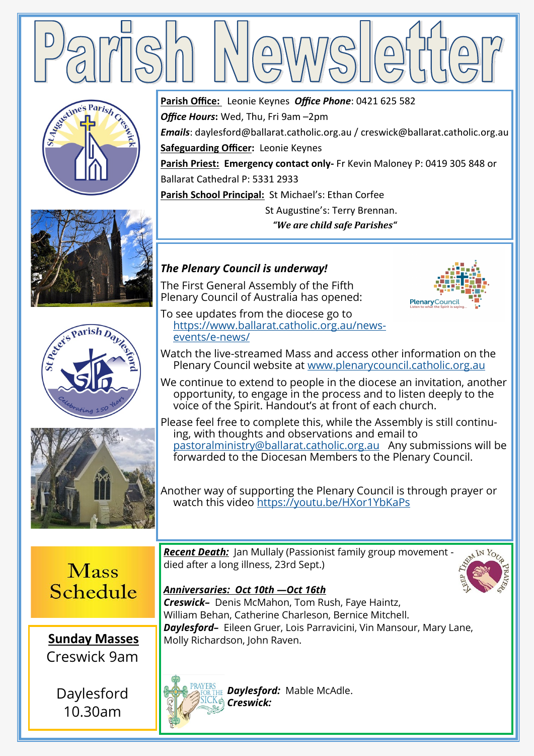# Parish Newsletter

**Parish Office:** Leonie Keynes ***Office Phone***: 0421 625 582

***Office Hours*:** Wed, Thu, Fri 9am –2pm

***Emails***: daylesford@ballarat.catholic.org.au / creswick@ballarat.catholic.org.au

**Safeguarding Officer:** Leonie Keynes

**Parish Priest: Emergency contact only-** Fr Kevin Maloney P: 0419 305 848 or Ballarat Cathedral P: 5331 2933

**Parish School Principal:** St Michael's: Ethan Corfee
St Augustine's: Terry Brennan.

***"We are child safe Parishes"***

## *The Plenary Council is underway!*

The First General Assembly of the Fifth Plenary Council of Australia has opened:

To see updates from the diocese go to https://www.ballarat.catholic.org.au/news-events/e-news/

Watch the live-streamed Mass and access other information on the Plenary Council website at www.plenarycouncil.catholic.org.au

We continue to extend to people in the diocese an invitation, another opportunity, to engage in the process and to listen deeply to the voice of the Spirit. Handout's at front of each church.

Please feel free to complete this, while the Assembly is still continuing, with thoughts and observations and email to pastoralministry@ballarat.catholic.org.au Any submissions will be forwarded to the Diocesan Members to the Plenary Council.

Another way of supporting the Plenary Council is through prayer or watch this video https://youtu.be/HXor1YbKaPs

## Mass Schedule

**Sunday Masses**
Creswick 9am

Daylesford 10.30am

***Recent Death:*** Jan Mullaly (Passionist family group movement - died after a long illness, 23rd Sept.)

***Anniversaries: Oct 10th —Oct 16th***
***Creswick–*** Denis McMahon, Tom Rush, Faye Haintz, William Behan, Catherine Charleson, Bernice Mitchell.
***Daylesford–*** Eileen Gruer, Lois Parravicini, Vin Mansour, Mary Lane, Molly Richardson, John Raven.

***Daylesford:*** Mable McAdle.
***Creswick:***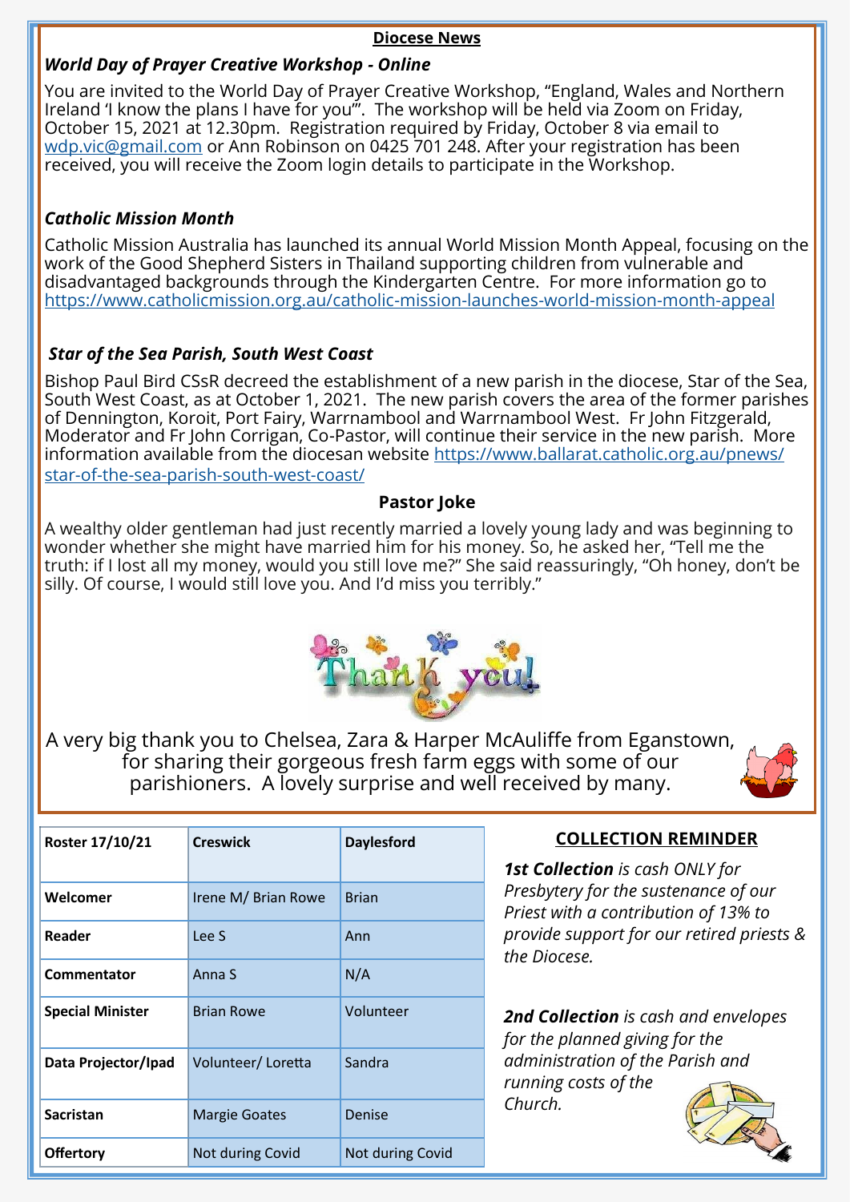## Diocese News

### *World Day of Prayer Creative Workshop - Online*

You are invited to the World Day of Prayer Creative Workshop, "England, Wales and Northern Ireland 'I know the plans I have for you'". The workshop will be held via Zoom on Friday, October 15, 2021 at 12.30pm. Registration required by Friday, October 8 via email to wdp.vic@gmail.com or Ann Robinson on 0425 701 248. After your registration has been received, you will receive the Zoom login details to participate in the Workshop.

### *Catholic Mission Month*

Catholic Mission Australia has launched its annual World Mission Month Appeal, focusing on the work of the Good Shepherd Sisters in Thailand supporting children from vulnerable and disadvantaged backgrounds through the Kindergarten Centre. For more information go to https://www.catholicmission.org.au/catholic-mission-launches-world-mission-month-appeal

### *Star of the Sea Parish, South West Coast*

Bishop Paul Bird CSsR decreed the establishment of a new parish in the diocese, Star of the Sea, South West Coast, as at October 1, 2021. The new parish covers the area of the former parishes of Dennington, Koroit, Port Fairy, Warrnambool and Warrnambool West. Fr John Fitzgerald, Moderator and Fr John Corrigan, Co-Pastor, will continue their service in the new parish. More information available from the diocesan website https://www.ballarat.catholic.org.au/pnews/star-of-the-sea-parish-south-west-coast/

### Pastor Joke

A wealthy older gentleman had just recently married a lovely young lady and was beginning to wonder whether she might have married him for his money. So, he asked her, "Tell me the truth: if I lost all my money, would you still love me?" She said reassuringly, "Oh honey, don't be silly. Of course, I would still love you. And I'd miss you terribly."

Thank you!

A very big thank you to Chelsea, Zara & Harper McAuliffe from Eganstown, for sharing their gorgeous fresh farm eggs with some of our parishioners. A lovely surprise and well received by many.

| Roster 17/10/21 | Creswick | Daylesford |
|---|---|---|
| Welcomer | Irene M/ Brian Rowe | Brian |
| Reader | Lee S | Ann |
| Commentator | Anna S | N/A |
| Special Minister | Brian Rowe | Volunteer |
| Data Projector/Ipad | Volunteer/ Loretta | Sandra |
| Sacristan | Margie Goates | Denise |
| Offertory | Not during Covid | Not during Covid |

### COLLECTION REMINDER

***1st Collection** is cash ONLY for Presbytery for the sustenance of our Priest with a contribution of 13% to provide support for our retired priests & the Diocese.*

***2nd Collection** is cash and envelopes for the planned giving for the administration of the Parish and running costs of the Church.*